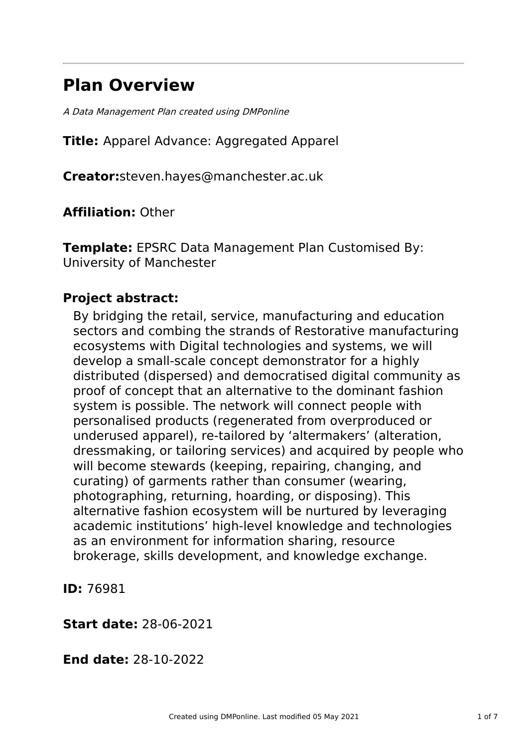# Plan Overview

*A Data Management Plan created using DMPonline*

**Title:** Apparel Advance: Aggregated Apparel

**Creator:**steven.hayes@manchester.ac.uk

**Affiliation:** Other

**Template:** EPSRC Data Management Plan Customised By: University of Manchester

**Project abstract:**

By bridging the retail, service, manufacturing and education sectors and combing the strands of Restorative manufacturing ecosystems with Digital technologies and systems, we will develop a small-scale concept demonstrator for a highly distributed (dispersed) and democratised digital community as proof of concept that an alternative to the dominant fashion system is possible. The network will connect people with personalised products (regenerated from overproduced or underused apparel), re-tailored by 'altermakers' (alteration, dressmaking, or tailoring services) and acquired by people who will become stewards (keeping, repairing, changing, and curating) of garments rather than consumer (wearing, photographing, returning, hoarding, or disposing). This alternative fashion ecosystem will be nurtured by leveraging academic institutions' high-level knowledge and technologies as an environment for information sharing, resource brokerage, skills development, and knowledge exchange.

**ID:** 76981

**Start date:** 28-06-2021

**End date:** 28-10-2022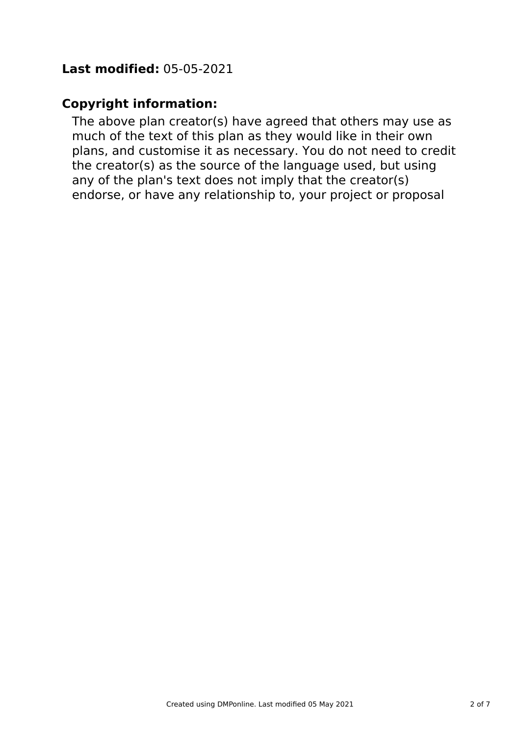**Last modified:** 05-05-2021

**Copyright information:**

The above plan creator(s) have agreed that others may use as much of the text of this plan as they would like in their own plans, and customise it as necessary. You do not need to credit the creator(s) as the source of the language used, but using any of the plan's text does not imply that the creator(s) endorse, or have any relationship to, your project or proposal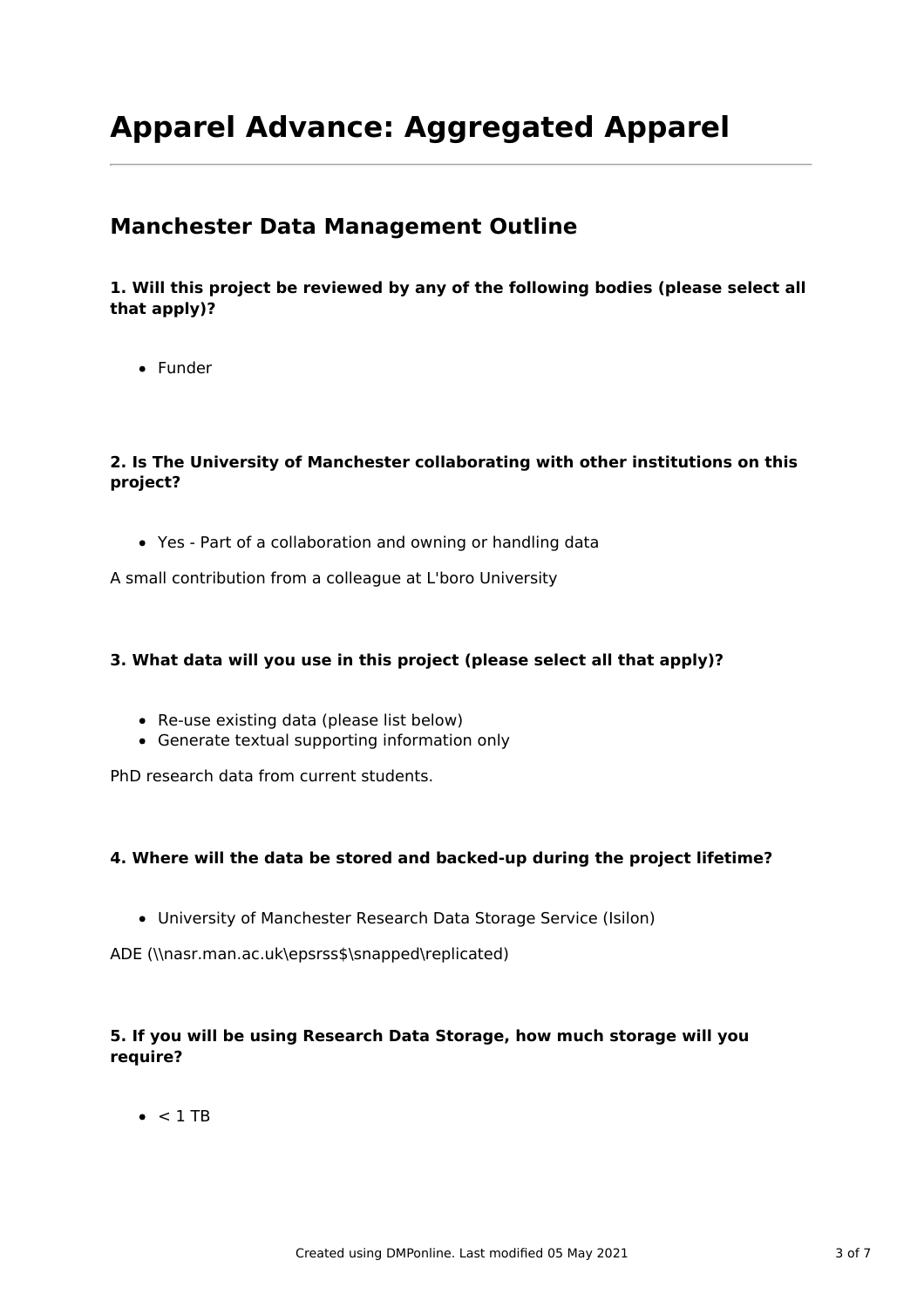# Apparel Advance: Aggregated Apparel

## Manchester Data Management Outline

**1. Will this project be reviewed by any of the following bodies (please select all that apply)?**

- Funder

**2. Is The University of Manchester collaborating with other institutions on this project?**

- Yes - Part of a collaboration and owning or handling data

A small contribution from a colleague at L'boro University

**3. What data will you use in this project (please select all that apply)?**

- Re-use existing data (please list below)
- Generate textual supporting information only

PhD research data from current students.

**4. Where will the data be stored and backed-up during the project lifetime?**

- University of Manchester Research Data Storage Service (Isilon)

ADE (\\nasr.man.ac.uk\epsrss$\snapped\replicated)

**5. If you will be using Research Data Storage, how much storage will you require?**

- < 1 TB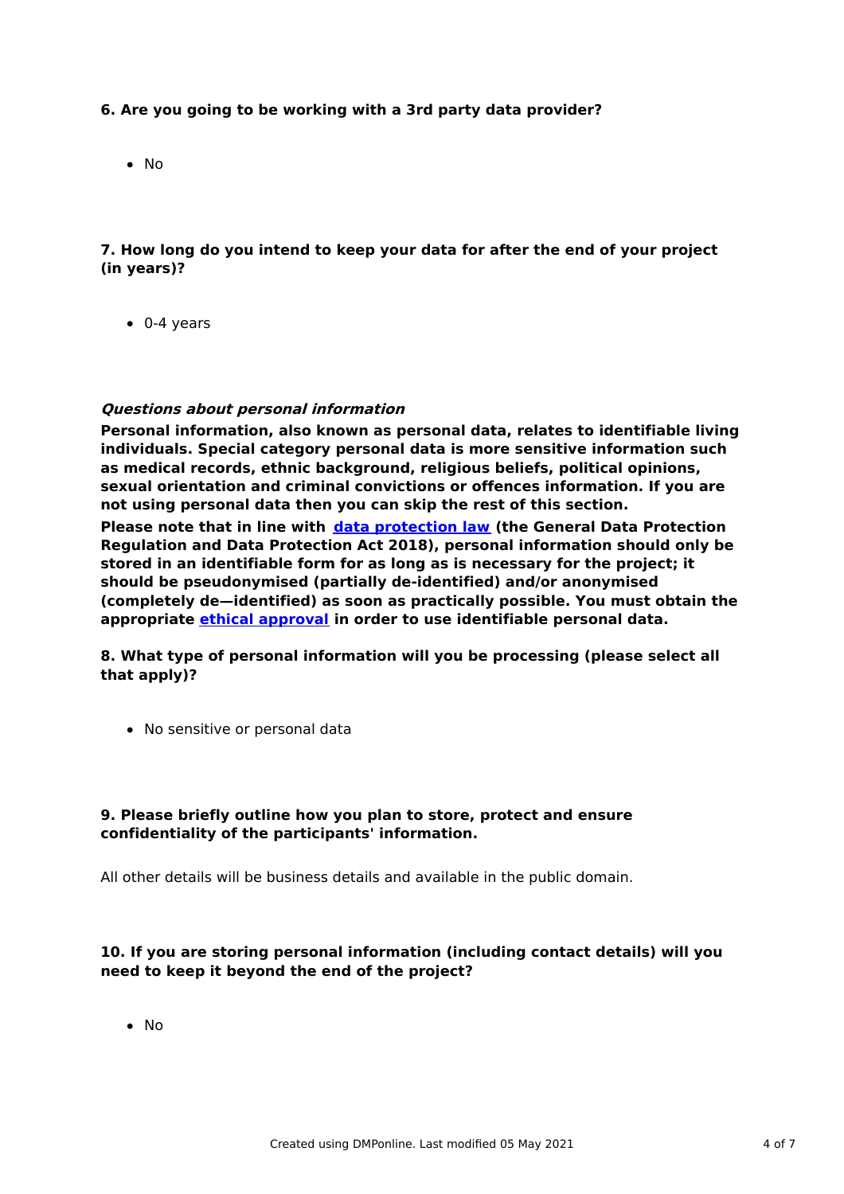**6. Are you going to be working with a 3rd party data provider?**

- No

**7. How long do you intend to keep your data for after the end of your project (in years)?**

- 0-4 years

***Questions about personal information***

**Personal information, also known as personal data, relates to identifiable living individuals. Special category personal data is more sensitive information such as medical records, ethnic background, religious beliefs, political opinions, sexual orientation and criminal convictions or offences information. If you are not using personal data then you can skip the rest of this section.**

**Please note that in line with [data protection law](data protection law) (the General Data Protection Regulation and Data Protection Act 2018), personal information should only be stored in an identifiable form for as long as is necessary for the project; it should be pseudonymised (partially de-identified) and/or anonymised (completely de—identified) as soon as practically possible. You must obtain the appropriate [ethical approval](ethical approval) in order to use identifiable personal data.**

**8. What type of personal information will you be processing (please select all that apply)?**

- No sensitive or personal data

**9. Please briefly outline how you plan to store, protect and ensure confidentiality of the participants' information.**

All other details will be business details and available in the public domain.

**10. If you are storing personal information (including contact details) will you need to keep it beyond the end of the project?**

- No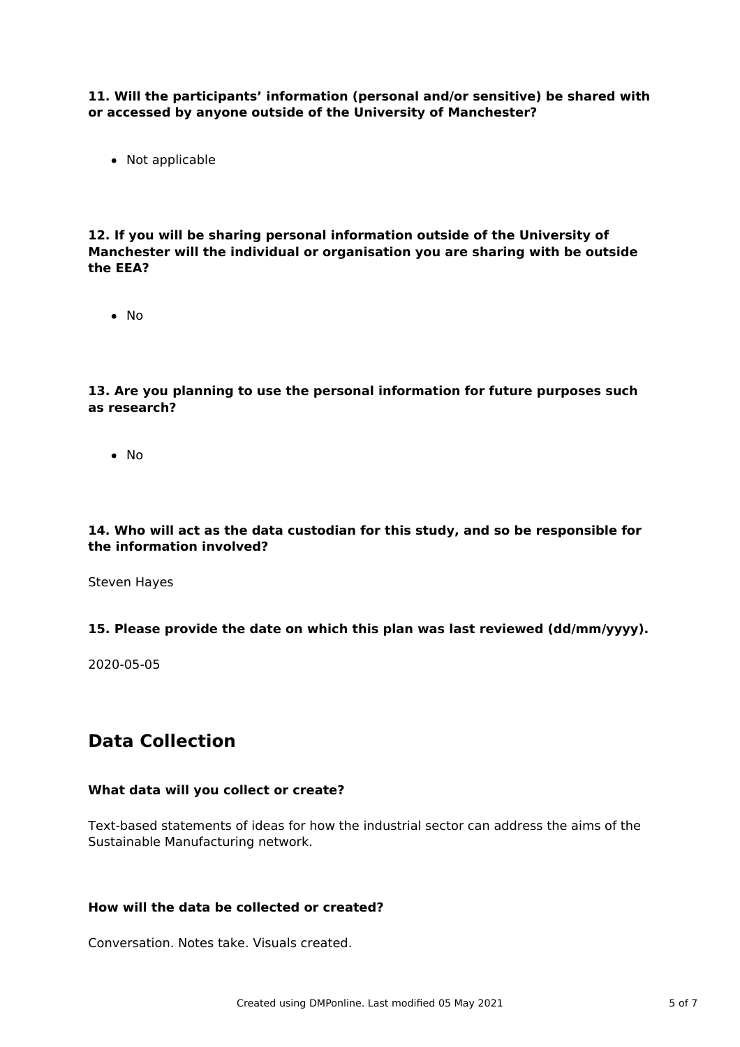**11. Will the participants' information (personal and/or sensitive) be shared with or accessed by anyone outside of the University of Manchester?**

- Not applicable

**12. If you will be sharing personal information outside of the University of Manchester will the individual or organisation you are sharing with be outside the EEA?**

- No

**13. Are you planning to use the personal information for future purposes such as research?**

- No

**14. Who will act as the data custodian for this study, and so be responsible for the information involved?**

Steven Hayes

**15. Please provide the date on which this plan was last reviewed (dd/mm/yyyy).**

2020-05-05

## Data Collection

**What data will you collect or create?**

Text-based statements of ideas for how the industrial sector can address the aims of the Sustainable Manufacturing network.

**How will the data be collected or created?**

Conversation. Notes take. Visuals created.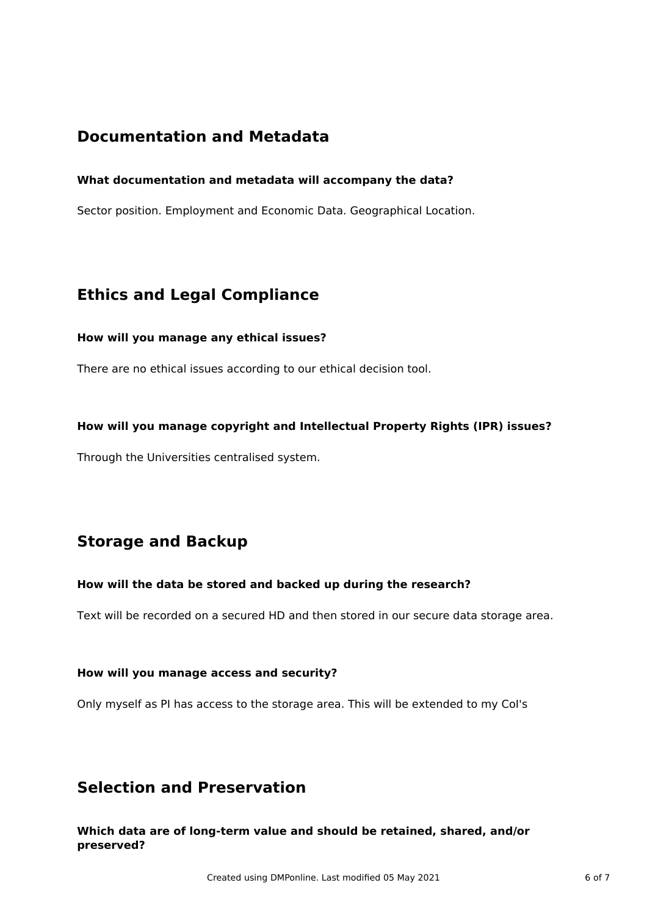## Documentation and Metadata

**What documentation and metadata will accompany the data?**

Sector position. Employment and Economic Data. Geographical Location.

## Ethics and Legal Compliance

**How will you manage any ethical issues?**

There are no ethical issues according to our ethical decision tool.

**How will you manage copyright and Intellectual Property Rights (IPR) issues?**

Through the Universities centralised system.

## Storage and Backup

**How will the data be stored and backed up during the research?**

Text will be recorded on a secured HD and then stored in our secure data storage area.

**How will you manage access and security?**

Only myself as PI has access to the storage area. This will be extended to my CoI's

## Selection and Preservation

**Which data are of long-term value and should be retained, shared, and/or preserved?**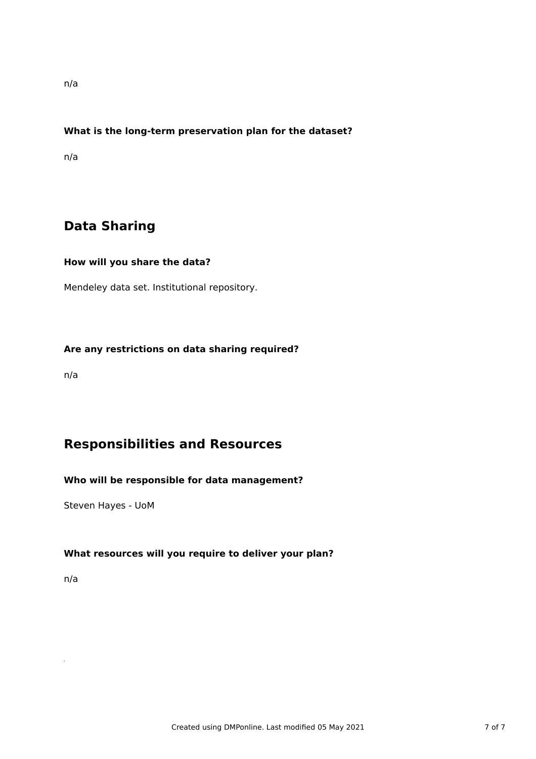n/a

### What is the long-term preservation plan for the dataset?

n/a

## Data Sharing

### How will you share the data?

Mendeley data set. Institutional repository.

### Are any restrictions on data sharing required?

n/a

## Responsibilities and Resources

### Who will be responsible for data management?

Steven Hayes - UoM

### What resources will you require to deliver your plan?

n/a